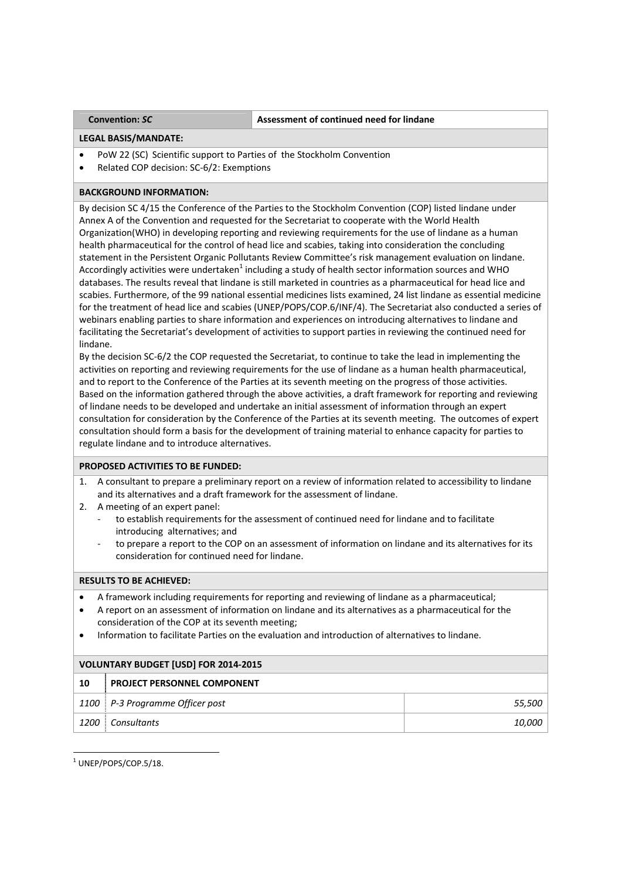| **Convention:** ***SC*** | **Assessment of continued need for lindane** |
|---|---|

**LEGAL BASIS/MANDATE:**

- PoW 22 (SC) Scientific support to Parties of the Stockholm Convention
- Related COP decision: SC-6/2: Exemptions

**BACKGROUND INFORMATION:**

By decision SC 4/15 the Conference of the Parties to the Stockholm Convention (COP) listed lindane under Annex A of the Convention and requested for the Secretariat to cooperate with the World Health Organization(WHO) in developing reporting and reviewing requirements for the use of lindane as a human health pharmaceutical for the control of head lice and scabies, taking into consideration the concluding statement in the Persistent Organic Pollutants Review Committee's risk management evaluation on lindane. Accordingly activities were undertaken[1] including a study of health sector information sources and WHO databases. The results reveal that lindane is still marketed in countries as a pharmaceutical for head lice and scabies. Furthermore, of the 99 national essential medicines lists examined, 24 list lindane as essential medicine for the treatment of head lice and scabies (UNEP/POPS/COP.6/INF/4). The Secretariat also conducted a series of webinars enabling parties to share information and experiences on introducing alternatives to lindane and facilitating the Secretariat's development of activities to support parties in reviewing the continued need for lindane.

By the decision SC-6/2 the COP requested the Secretariat, to continue to take the lead in implementing the activities on reporting and reviewing requirements for the use of lindane as a human health pharmaceutical, and to report to the Conference of the Parties at its seventh meeting on the progress of those activities.

Based on the information gathered through the above activities, a draft framework for reporting and reviewing of lindane needs to be developed and undertake an initial assessment of information through an expert consultation for consideration by the Conference of the Parties at its seventh meeting. The outcomes of expert consultation should form a basis for the development of training material to enhance capacity for parties to regulate lindane and to introduce alternatives.

**PROPOSED ACTIVITIES TO BE FUNDED:**

1. A consultant to prepare a preliminary report on a review of information related to accessibility to lindane and its alternatives and a draft framework for the assessment of lindane.
2. A meeting of an expert panel:
   - to establish requirements for the assessment of continued need for lindane and to facilitate introducing alternatives; and
   - to prepare a report to the COP on an assessment of information on lindane and its alternatives for its consideration for continued need for lindane.

**RESULTS TO BE ACHIEVED:**

- A framework including requirements for reporting and reviewing of lindane as a pharmaceutical;
- A report on an assessment of information on lindane and its alternatives as a pharmaceutical for the consideration of the COP at its seventh meeting;
- Information to facilitate Parties on the evaluation and introduction of alternatives to lindane.

**VOLUNTARY BUDGET [USD] FOR 2014-2015**

| **10** | **PROJECT PERSONNEL COMPONENT** | |
|---|---|---|
| *1100* | *P-3 Programme Officer post* | *55,500* |
| *1200* | *Consultants* | *10,000* |

[1] UNEP/POPS/COP.5/18.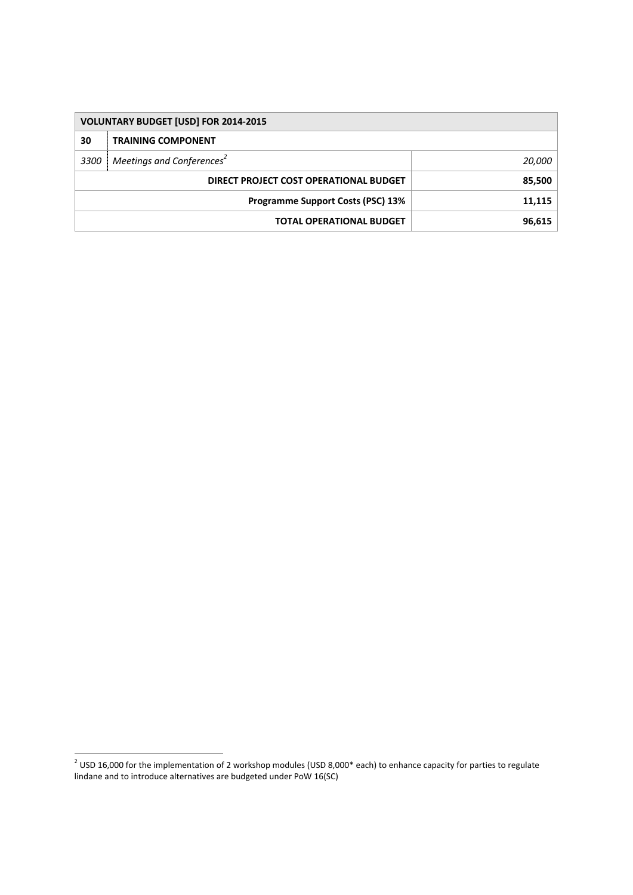| VOLUNTARY BUDGET [USD] FOR 2014-2015 | | |
|---|---|---|
| **30** | **TRAINING COMPONENT** | |
| *3300* | *Meetings and Conferences*[2] | *20,000* |
| | **DIRECT PROJECT COST OPERATIONAL BUDGET** | **85,500** |
| | **Programme Support Costs (PSC) 13%** | **11,115** |
| | **TOTAL OPERATIONAL BUDGET** | **96,615** |

[2] USD 16,000 for the implementation of 2 workshop modules (USD 8,000* each) to enhance capacity for parties to regulate lindane and to introduce alternatives are budgeted under PoW 16(SC)